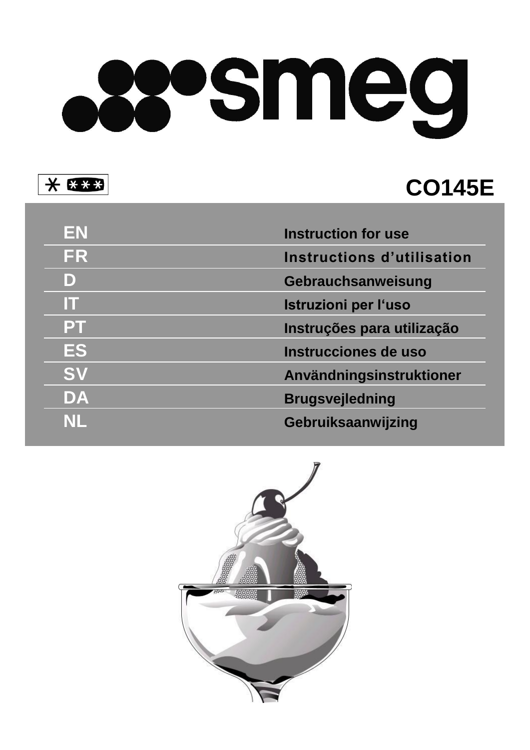# smeg

\* \*\*\*

## CO145E

| | |
|---|---|
| EN | Instruction for use |
| FR | Instructions d’utilisation |
| D | Gebrauchsanweisung |
| IT | Istruzioni per l‘uso |
| PT | Instruções para utilização |
| ES | Instrucciones de uso |
| SV | Användningsinstruktioner |
| DA | Brugsvejledning |
| NL | Gebruiksaanwijzing |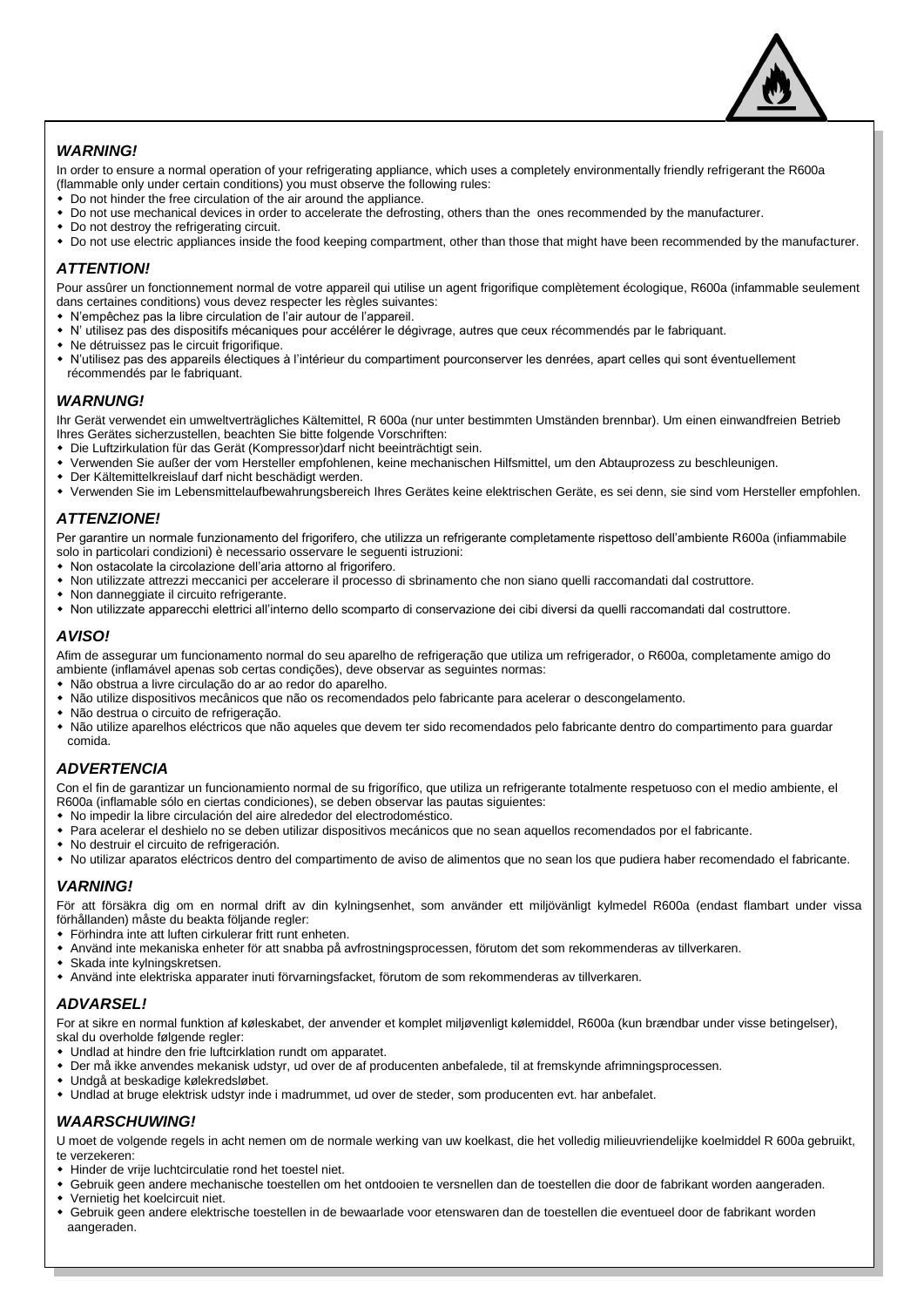### *WARNING!*

In order to ensure a normal operation of your refrigerating appliance, which uses a completely environmentally friendly refrigerant the R600a (flammable only under certain conditions) you must observe the following rules:

- Do not hinder the free circulation of the air around the appliance.
- Do not use mechanical devices in order to accelerate the defrosting, others than the ones recommended by the manufacturer.
- Do not destroy the refrigerating circuit.
- Do not use electric appliances inside the food keeping compartment, other than those that might have been recommended by the manufacturer.

### *ATTENTION!*

Pour assûrer un fonctionnement normal de votre appareil qui utilise un agent frigorifique complètement écologique, R600a (infammable seulement dans certaines conditions) vous devez respecter les règles suivantes:

- N'empêchez pas la libre circulation de l'air autour de l'appareil.
- N' utilisez pas des dispositifs mécaniques pour accélérer le dégivrage, autres que ceux récommendés par le fabriquant.
- Ne détruissez pas le circuit frigorifique.
- N'utilisez pas des appareils électiques à l'intérieur du compartiment pourconserver les denrées, apart celles qui sont éventuellement récommendés par le fabriquant.

### *WARNUNG!*

Ihr Gerät verwendet ein umweltverträgliches Kältemittel, R 600a (nur unter bestimmten Umständen brennbar). Um einen einwandfreien Betrieb Ihres Gerätes sicherzustellen, beachten Sie bitte folgende Vorschriften:

- Die Luftzirkulation für das Gerät (Kompressor)darf nicht beeinträchtigt sein.
- Verwenden Sie außer der vom Hersteller empfohlenen, keine mechanischen Hilfsmittel, um den Abtauprozess zu beschleunigen.
- Der Kältemittelkreislauf darf nicht beschädigt werden.
- Verwenden Sie im Lebensmittelaufbewahrungsbereich Ihres Gerätes keine elektrischen Geräte, es sei denn, sie sind vom Hersteller empfohlen.

### *ATTENZIONE!*

Per garantire un normale funzionamento del frigorifero, che utilizza un refrigerante completamente rispettoso dell'ambiente R600a (infiammabile solo in particolari condizioni) è necessario osservare le seguenti istruzioni:

- Non ostacolate la circolazione dell'aria attorno al frigorifero.
- Non utilizzate attrezzi meccanici per accelerare il processo di sbrinamento che non siano quelli raccomandati dal costruttore.
- Non danneggiate il circuito refrigerante.
- Non utilizzate apparecchi elettrici all'interno dello scomparto di conservazione dei cibi diversi da quelli raccomandati dal costruttore.

### *AVISO!*

Afim de assegurar um funcionamento normal do seu aparelho de refrigeração que utiliza um refrigerador, o R600a, completamente amigo do ambiente (inflamável apenas sob certas condições), deve observar as seguintes normas:

- Não obstrua a livre circulação do ar ao redor do aparelho.
- Não utilize dispositivos mecânicos que não os recomendados pelo fabricante para acelerar o descongelamento.
- Não destrua o circuito de refrigeração.
- Não utilize aparelhos eléctricos que não aqueles que devem ter sido recomendados pelo fabricante dentro do compartimento para guardar comida.

### *ADVERTENCIA*

Con el fin de garantizar un funcionamiento normal de su frigorífico, que utiliza un refrigerante totalmente respetuoso con el medio ambiente, el R600a (inflamable sólo en ciertas condiciones), se deben observar las pautas siguientes:

- No impedir la libre circulación del aire alrededor del electrodoméstico.
- Para acelerar el deshielo no se deben utilizar dispositivos mecánicos que no sean aquellos recomendados por el fabricante.
- No destruir el circuito de refrigeración.
- No utilizar aparatos eléctricos dentro del compartimento de aviso de alimentos que no sean los que pudiera haber recomendado el fabricante.

### *VARNING!*

För att försäkra dig om en normal drift av din kylningsenhet, som använder ett miljövänligt kylmedel R600a (endast flambart under vissa förhållanden) måste du beakta följande regler:

- Förhindra inte att luften cirkulerar fritt runt enheten.
- Använd inte mekaniska enheter för att snabba på avfrostningsprocessen, förutom det som rekommenderas av tillverkaren.
- Skada inte kylningskretsen.
- Använd inte elektriska apparater inuti förvarningsfacket, förutom de som rekommenderas av tillverkaren.

### *ADVARSEL!*

For at sikre en normal funktion af køleskabet, der anvender et komplet miljøvenligt kølemiddel, R600a (kun brændbar under visse betingelser), skal du overholde følgende regler:

- Undlad at hindre den frie luftcirklation rundt om apparatet.
- Der må ikke anvendes mekanisk udstyr, ud over de af producenten anbefalede, til at fremskynde afrimningsprocessen.
- Undgå at beskadige kølekredsløbet.
- Undlad at bruge elektrisk udstyr inde i madrummet, ud over de steder, som producenten evt. har anbefalet.

### *WAARSCHUWING!*

U moet de volgende regels in acht nemen om de normale werking van uw koelkast, die het volledig milieuvriendelijke koelmiddel R 600a gebruikt, te verzekeren:

- Hinder de vrije luchtcirculatie rond het toestel niet.
- Gebruik geen andere mechanische toestellen om het ontdooien te versnellen dan de toestellen die door de fabrikant worden aangeraden.
- Vernietig het koelcircuit niet.
- Gebruik geen andere elektrische toestellen in de bewaarlade voor etenswaren dan de toestellen die eventueel door de fabrikant worden aangeraden.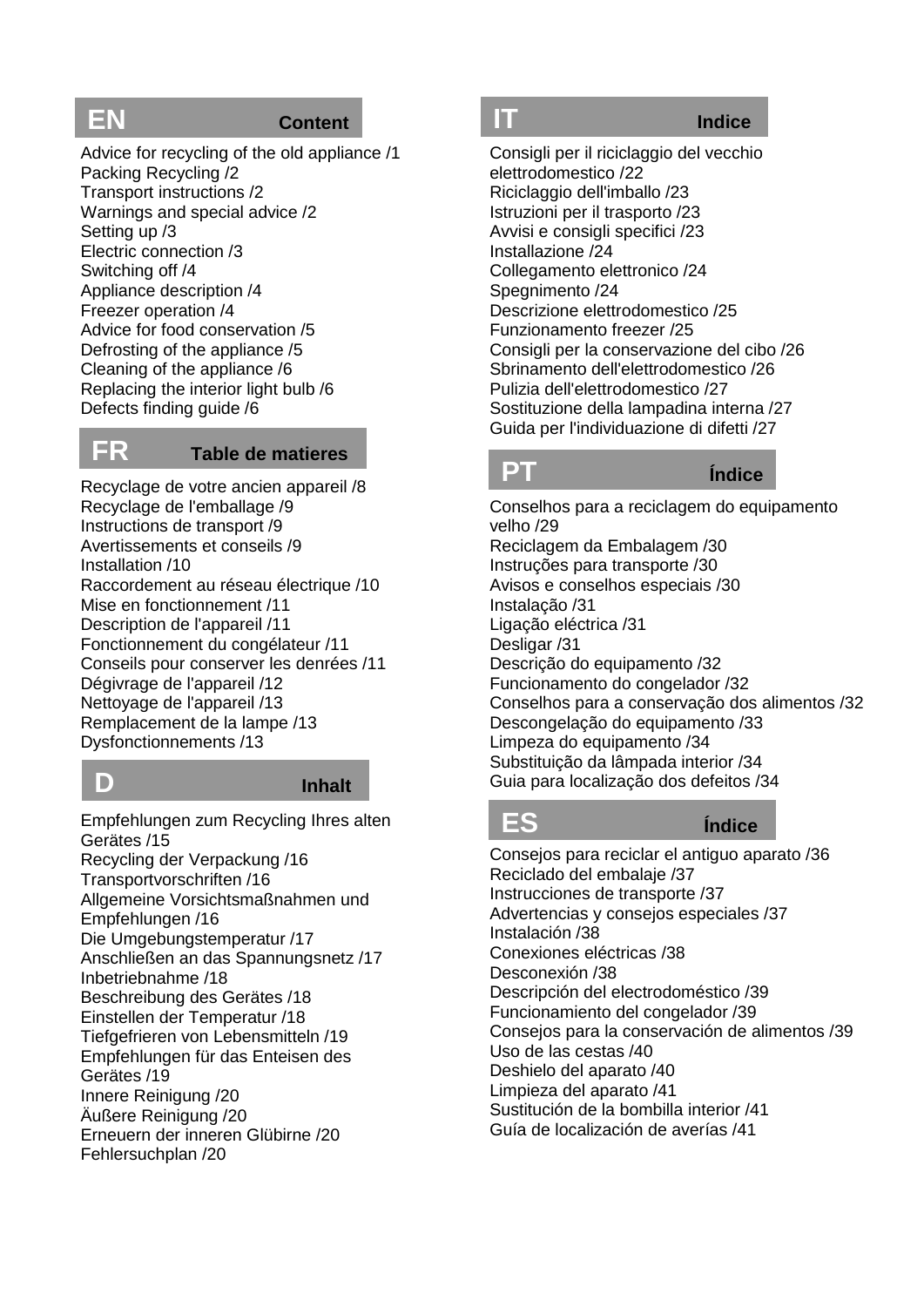## EN Content

Advice for recycling of the old appliance /1
Packing Recycling /2
Transport instructions /2
Warnings and special advice /2
Setting up /3
Electric connection /3
Switching off /4
Appliance description /4
Freezer operation /4
Advice for food conservation /5
Defrosting of the appliance /5
Cleaning of the appliance /6
Replacing the interior light bulb /6
Defects finding guide /6

## FR Table de matieres

Recyclage de votre ancien appareil /8
Recyclage de l'emballage /9
Instructions de transport /9
Avertissements et conseils /9
Installation /10
Raccordement au réseau électrique /10
Mise en fonctionnement /11
Description de l'appareil /11
Fonctionnement du congélateur /11
Conseils pour conserver les denrées /11
Dégivrage de l'appareil /12
Nettoyage de l'appareil /13
Remplacement de la lampe /13
Dysfonctionnements /13

## D Inhalt

Empfehlungen zum Recycling Ihres alten Gerätes /15
Recycling der Verpackung /16
Transportvorschriften /16
Allgemeine Vorsichtsmaßnahmen und Empfehlungen /16
Die Umgebungstemperatur /17
Anschließen an das Spannungsnetz /17
Inbetriebnahme /18
Beschreibung des Gerätes /18
Einstellen der Temperatur /18
Tiefgefrieren von Lebensmitteln /19
Empfehlungen für das Enteisen des Gerätes /19
Innere Reinigung /20
Äußere Reinigung /20
Erneuern der inneren Glübirne /20
Fehlersuchplan /20

## IT Indice

Consigli per il riciclaggio del vecchio elettrodomestico /22
Riciclaggio dell'imballo /23
Istruzioni per il trasporto /23
Avvisi e consigli specifici /23
Installazione /24
Collegamento elettronico /24
Spegnimento /24
Descrizione elettrodomestico /25
Funzionamento freezer /25
Consigli per la conservazione del cibo /26
Sbrinamento dell'elettrodomestico /26
Pulizia dell'elettrodomestico /27
Sostituzione della lampadina interna /27
Guida per l'individuazione di difetti /27

## PT Índice

Conselhos para a reciclagem do equipamento velho /29
Reciclagem da Embalagem /30
Instruções para transporte /30
Avisos e conselhos especiais /30
Instalação /31
Ligação eléctrica /31
Desligar /31
Descrição do equipamento /32
Funcionamento do congelador /32
Conselhos para a conservação dos alimentos /32
Descongelação do equipamento /33
Limpeza do equipamento /34
Substituição da lâmpada interior /34
Guia para localização dos defeitos /34

## ES Índice

Consejos para reciclar el antiguo aparato /36
Reciclado del embalaje /37
Instrucciones de transporte /37
Advertencias y consejos especiales /37
Instalación /38
Conexiones eléctricas /38
Desconexión /38
Descripción del electrodoméstico /39
Funcionamiento del congelador /39
Consejos para la conservación de alimentos /39
Uso de las cestas /40
Deshielo del aparato /40
Limpieza del aparato /41
Sustitución de la bombilla interior /41
Guía de localización de averías /41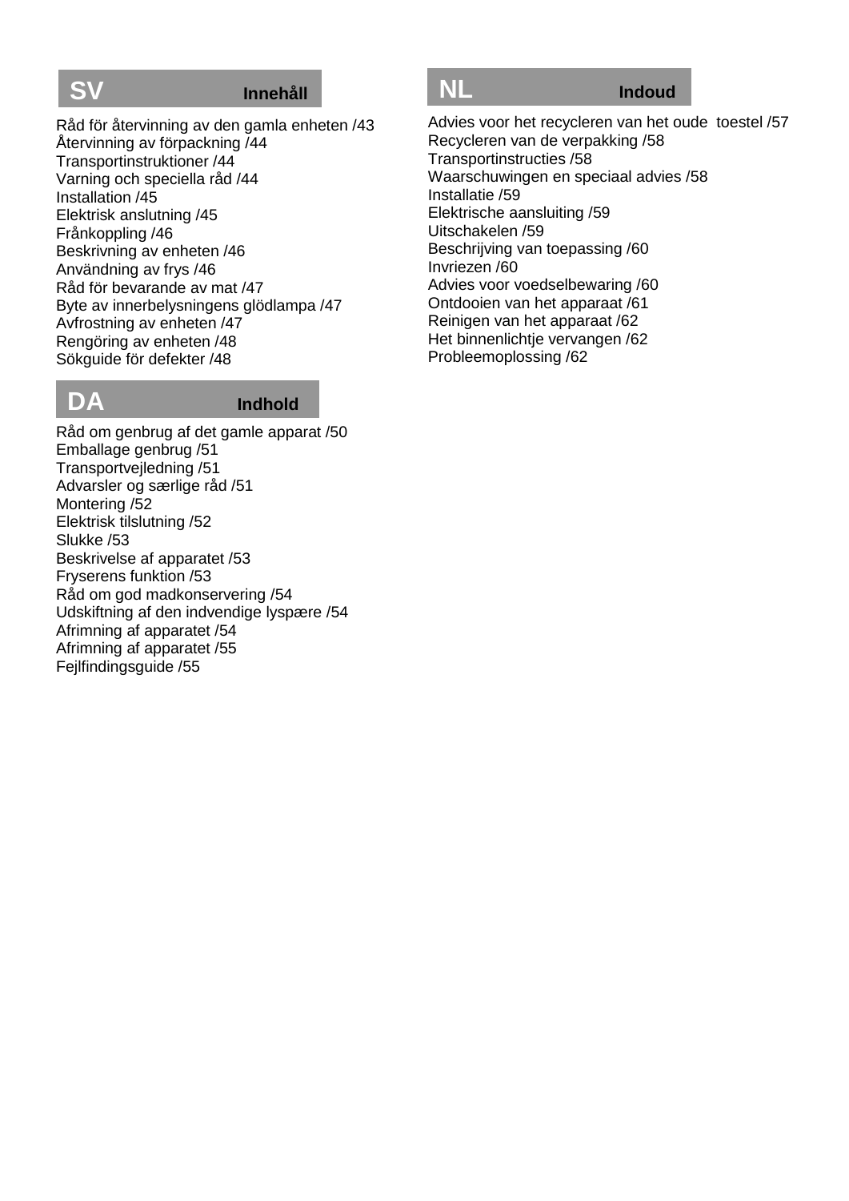## SV Innehåll

Råd för återvinning av den gamla enheten /43
Återvinning av förpackning /44
Transportinstruktioner /44
Varning och speciella råd /44
Installation /45
Elektrisk anslutning /45
Frånkoppling /46
Beskrivning av enheten /46
Användning av frys /46
Råd för bevarande av mat /47
Byte av innerbelysningens glödlampa /47
Avfrostning av enheten /47
Rengöring av enheten /48
Sökguide för defekter /48

## DA Indhold

Råd om genbrug af det gamle apparat /50
Emballage genbrug /51
Transportvejledning /51
Advarsler og særlige råd /51
Montering /52
Elektrisk tilslutning /52
Slukke /53
Beskrivelse af apparatet /53
Fryserens funktion /53
Råd om god madkonservering /54
Udskiftning af den indvendige lyspære /54
Afrimning af apparatet /54
Afrimning af apparatet /55
Fejlfindingsguide /55

## NL Indoud

Advies voor het recycleren van het oude toestel /57
Recycleren van de verpakking /58
Transportinstructies /58
Waarschuwingen en speciaal advies /58
Installatie /59
Elektrische aansluiting /59
Uitschakelen /59
Beschrijving van toepassing /60
Invriezen /60
Advies voor voedselbewaring /60
Ontdooien van het apparaat /61
Reinigen van het apparaat /62
Het binnenlichtje vervangen /62
Probleemoplossing /62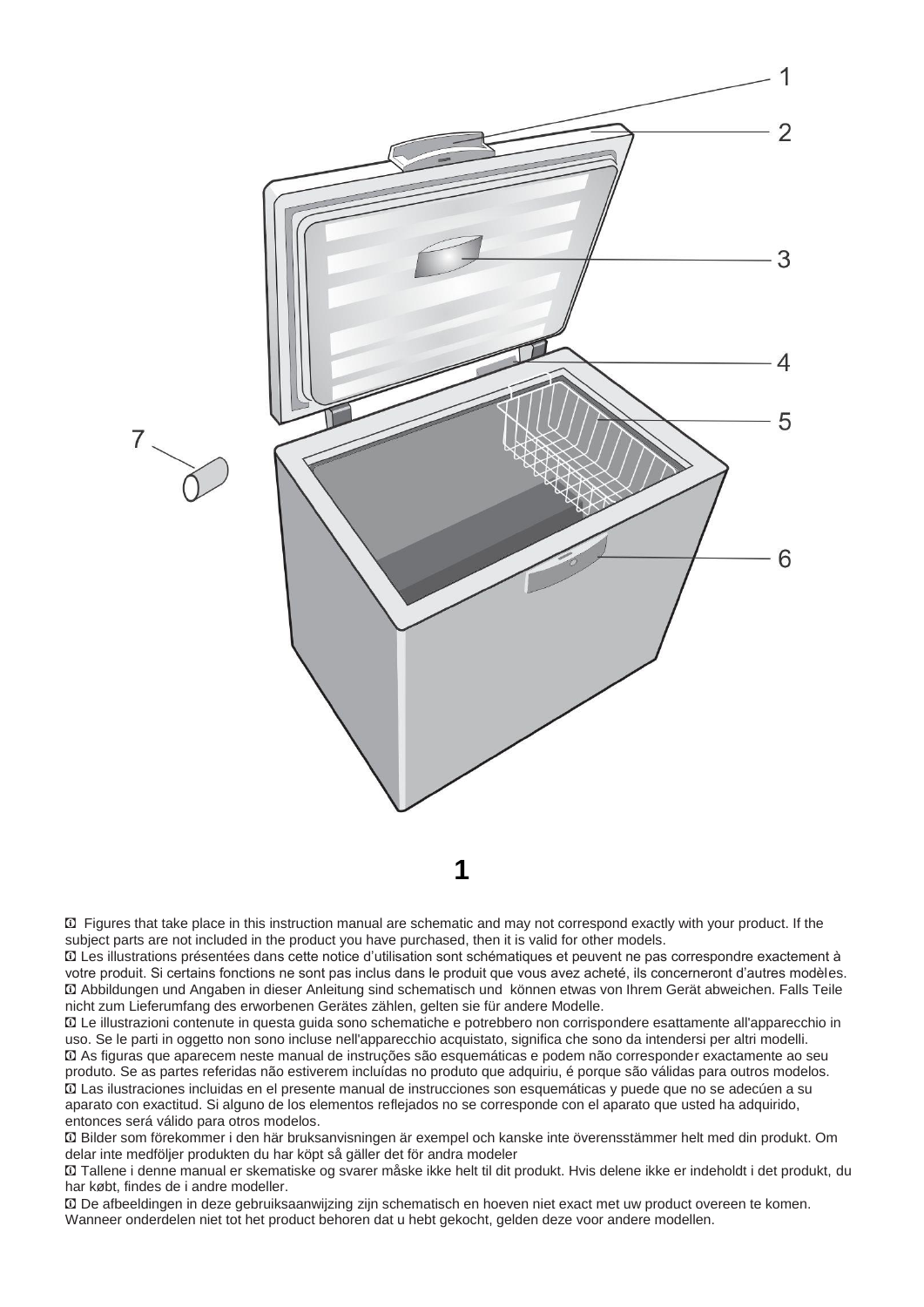1

2

3

4

5

7

6

**1**

ⓘ Figures that take place in this instruction manual are schematic and may not correspond exactly with your product. If the subject parts are not included in the product you have purchased, then it is valid for other models.

ⓘ Les illustrations présentées dans cette notice d'utilisation sont schématiques et peuvent ne pas correspondre exactement à votre produit. Si certains fonctions ne sont pas inclus dans le produit que vous avez acheté, ils concerneront d'autres modèles.

ⓘ Abbildungen und Angaben in dieser Anleitung sind schematisch und können etwas von Ihrem Gerät abweichen. Falls Teile nicht zum Lieferumfang des erworbenen Gerätes zählen, gelten sie für andere Modelle.

ⓘ Le illustrazioni contenute in questa guida sono schematiche e potrebbero non corrispondere esattamente all'apparecchio in uso. Se le parti in oggetto non sono incluse nell'apparecchio acquistato, significa che sono da intendersi per altri modelli.

ⓘ As figuras que aparecem neste manual de instruções são esquemáticas e podem não corresponder exactamente ao seu produto. Se as partes referidas não estiverem incluídas no produto que adquiriu, é porque são válidas para outros modelos.

ⓘ Las ilustraciones incluidas en el presente manual de instrucciones son esquemáticas y puede que no se adecúen a su aparato con exactitud. Si alguno de los elementos reflejados no se corresponde con el aparato que usted ha adquirido, entonces será válido para otros modelos.

ⓘ Bilder som förekommer i den här bruksanvisningen är exempel och kanske inte överensstämmer helt med din produkt. Om delar inte medföljer produkten du har köpt så gäller det för andra modeler

ⓘ Tallene i denne manual er skematiske og svarer måske ikke helt til dit produkt. Hvis delene ikke er indeholdt i det produkt, du har købt, findes de i andre modeller.

ⓘ De afbeeldingen in deze gebruiksaanwijzing zijn schematisch en hoeven niet exact met uw product overeen te komen. Wanneer onderdelen niet tot het product behoren dat u hebt gekocht, gelden deze voor andere modellen.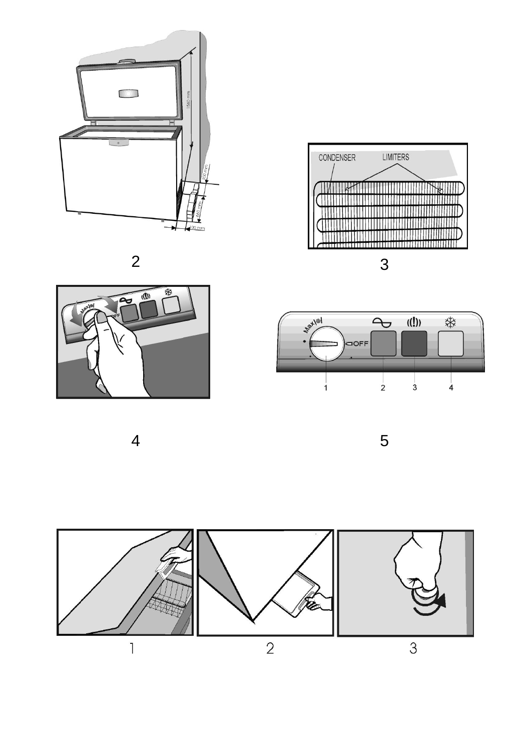2

3

4

5

1

2

3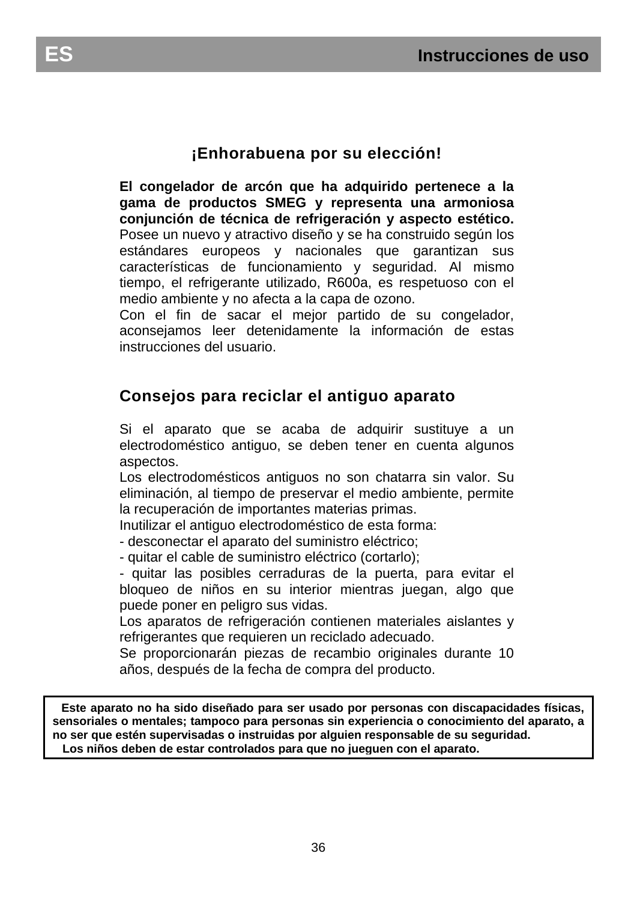## ¡Enhorabuena por su elección!

**El congelador de arcón que ha adquirido pertenece a la gama de productos SMEG y representa una armoniosa conjunción de técnica de refrigeración y aspecto estético.** Posee un nuevo y atractivo diseño y se ha construido según los estándares europeos y nacionales que garantizan sus características de funcionamiento y seguridad. Al mismo tiempo, el refrigerante utilizado, R600a, es respetuoso con el medio ambiente y no afecta a la capa de ozono.

Con el fin de sacar el mejor partido de su congelador, aconsejamos leer detenidamente la información de estas instrucciones del usuario.

## Consejos para reciclar el antiguo aparato

Si el aparato que se acaba de adquirir sustituye a un electrodoméstico antiguo, se deben tener en cuenta algunos aspectos.

Los electrodomésticos antiguos no son chatarra sin valor. Su eliminación, al tiempo de preservar el medio ambiente, permite la recuperación de importantes materias primas.

Inutilizar el antiguo electrodoméstico de esta forma:

- desconectar el aparato del suministro eléctrico;
- quitar el cable de suministro eléctrico (cortarlo);
- quitar las posibles cerraduras de la puerta, para evitar el bloqueo de niños en su interior mientras juegan, algo que puede poner en peligro sus vidas.

Los aparatos de refrigeración contienen materiales aislantes y refrigerantes que requieren un reciclado adecuado.

Se proporcionarán piezas de recambio originales durante 10 años, después de la fecha de compra del producto.

**Este aparato no ha sido diseñado para ser usado por personas con discapacidades físicas, sensoriales o mentales; tampoco para personas sin experiencia o conocimiento del aparato, a no ser que estén supervisadas o instruidas por alguien responsable de su seguridad.**

**Los niños deben de estar controlados para que no jueguen con el aparato.**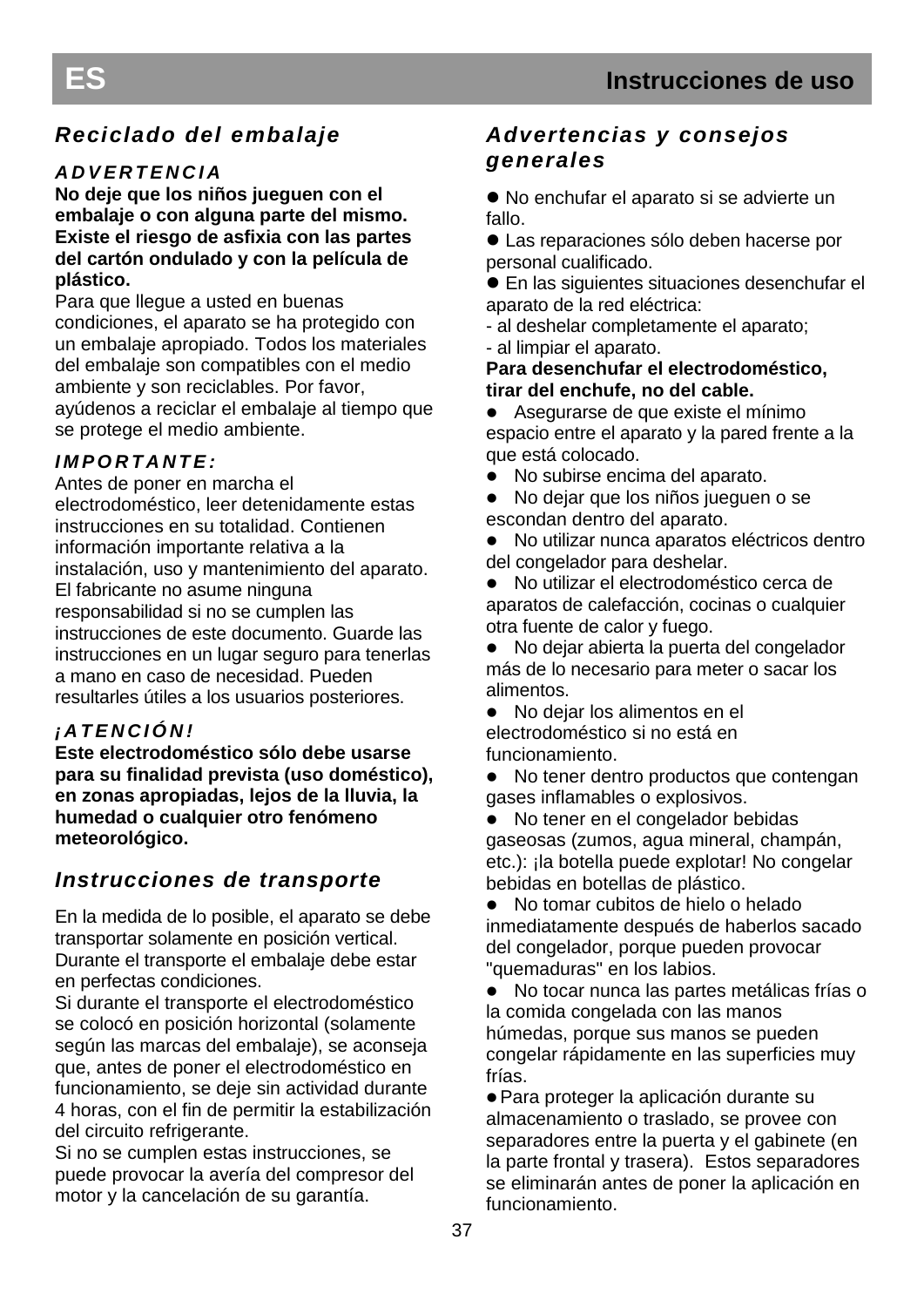## Reciclado del embalaje

***ADVERTENCIA***

**No deje que los niños jueguen con el embalaje o con alguna parte del mismo. Existe el riesgo de asfixia con las partes del cartón ondulado y con la película de plástico.**

Para que llegue a usted en buenas condiciones, el aparato se ha protegido con un embalaje apropiado. Todos los materiales del embalaje son compatibles con el medio ambiente y son reciclables. Por favor, ayúdenos a reciclar el embalaje al tiempo que se protege el medio ambiente.

***IMPORTANTE:***

Antes de poner en marcha el electrodoméstico, leer detenidamente estas instrucciones en su totalidad. Contienen información importante relativa a la instalación, uso y mantenimiento del aparato. El fabricante no asume ninguna responsabilidad si no se cumplen las instrucciones de este documento. Guarde las instrucciones en un lugar seguro para tenerlas a mano en caso de necesidad. Pueden resultarles útiles a los usuarios posteriores.

***¡ATENCIÓN!***

**Este electrodoméstico sólo debe usarse para su finalidad prevista (uso doméstico), en zonas apropiadas, lejos de la lluvia, la humedad o cualquier otro fenómeno meteorológico.**

## Instrucciones de transporte

En la medida de lo posible, el aparato se debe transportar solamente en posición vertical. Durante el transporte el embalaje debe estar en perfectas condiciones.

Si durante el transporte el electrodoméstico se colocó en posición horizontal (solamente según las marcas del embalaje), se aconseja que, antes de poner el electrodoméstico en funcionamiento, se deje sin actividad durante 4 horas, con el fin de permitir la estabilización del circuito refrigerante.

Si no se cumplen estas instrucciones, se puede provocar la avería del compresor del motor y la cancelación de su garantía.

## Advertencias y consejos generales

- No enchufar el aparato si se advierte un fallo.
- Las reparaciones sólo deben hacerse por personal cualificado.
- En las siguientes situaciones desenchufar el aparato de la red eléctrica:
  - al deshelar completamente el aparato;
  - al limpiar el aparato.

**Para desenchufar el electrodoméstico, tirar del enchufe, no del cable.**

- Asegurarse de que existe el mínimo espacio entre el aparato y la pared frente a la que está colocado.
- No subirse encima del aparato.
- No dejar que los niños jueguen o se escondan dentro del aparato.
- No utilizar nunca aparatos eléctricos dentro del congelador para deshelar.
- No utilizar el electrodoméstico cerca de aparatos de calefacción, cocinas o cualquier otra fuente de calor y fuego.
- No dejar abierta la puerta del congelador más de lo necesario para meter o sacar los alimentos.
- No dejar los alimentos en el electrodoméstico si no está en funcionamiento.
- No tener dentro productos que contengan gases inflamables o explosivos.
- No tener en el congelador bebidas gaseosas (zumos, agua mineral, champán, etc.): ¡la botella puede explotar! No congelar bebidas en botellas de plástico.
- No tomar cubitos de hielo o helado inmediatamente después de haberlos sacado del congelador, porque pueden provocar "quemaduras" en los labios.
- No tocar nunca las partes metálicas frías o la comida congelada con las manos húmedas, porque sus manos se pueden congelar rápidamente en las superficies muy frías.
- Para proteger la aplicación durante su almacenamiento o traslado, se provee con separadores entre la puerta y el gabinete (en la parte frontal y trasera). Estos separadores se eliminarán antes de poner la aplicación en funcionamiento.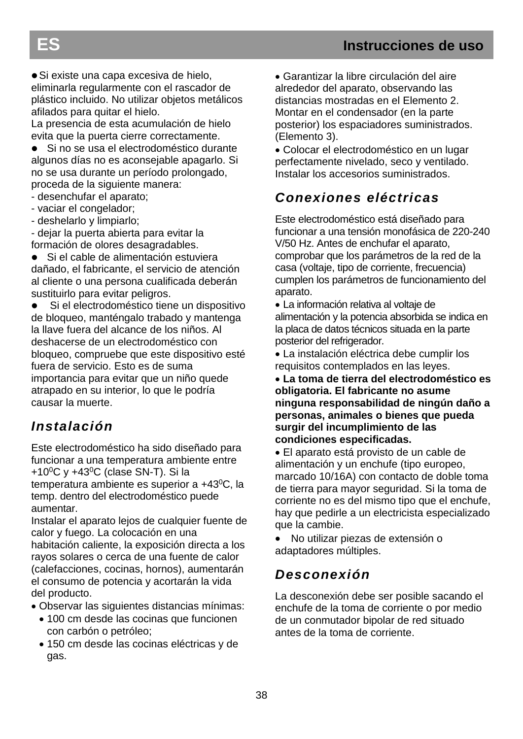- Si existe una capa excesiva de hielo, eliminarla regularmente con el rascador de plástico incluido. No utilizar objetos metálicos afilados para quitar el hielo.

La presencia de esta acumulación de hielo evita que la puerta cierre correctamente.

- Si no se usa el electrodoméstico durante algunos días no es aconsejable apagarlo. Si no se usa durante un período prolongado, proceda de la siguiente manera:

- desenchufar el aparato;
- vaciar el congelador;
- deshelarlo y limpiarlo;
- dejar la puerta abierta para evitar la formación de olores desagradables.

- Si el cable de alimentación estuviera dañado, el fabricante, el servicio de atención al cliente o una persona cualificada deberán sustituirlo para evitar peligros.
- Si el electrodoméstico tiene un dispositivo de bloqueo, manténgalo trabado y mantenga la llave fuera del alcance de los niños. Al deshacerse de un electrodoméstico con bloqueo, compruebe que este dispositivo esté fuera de servicio. Esto es de suma importancia para evitar que un niño quede atrapado en su interior, lo que le podría causar la muerte.

## *Instalación*

Este electrodoméstico ha sido diseñado para funcionar a una temperatura ambiente entre $+10^{0}$C y $+43^{0}$C (clase SN-T). Si la temperatura ambiente es superior a $+43^{0}$C, la temp. dentro del electrodoméstico puede aumentar.

Instalar el aparato lejos de cualquier fuente de calor y fuego. La colocación en una habitación caliente, la exposición directa a los rayos solares o cerca de una fuente de calor (calefacciones, cocinas, hornos), aumentarán el consumo de potencia y acortarán la vida del producto.

- Observar las siguientes distancias mínimas:
  - 100 cm desde las cocinas que funcionen con carbón o petróleo;
  - 150 cm desde las cocinas eléctricas y de gas.
- Garantizar la libre circulación del aire alrededor del aparato, observando las distancias mostradas en el Elemento 2. Montar en el condensador (en la parte posterior) los espaciadores suministrados. (Elemento 3).
- Colocar el electrodoméstico en un lugar perfectamente nivelado, seco y ventilado. Instalar los accesorios suministrados.

## *Conexiones eléctricas*

Este electrodoméstico está diseñado para funcionar a una tensión monofásica de 220-240 V/50 Hz. Antes de enchufar el aparato, comprobar que los parámetros de la red de la casa (voltaje, tipo de corriente, frecuencia) cumplen los parámetros de funcionamiento del aparato.

- La información relativa al voltaje de alimentación y la potencia absorbida se indica en la placa de datos técnicos situada en la parte posterior del refrigerador.
- La instalación eléctrica debe cumplir los requisitos contemplados en las leyes.
- **La toma de tierra del electrodoméstico es obligatoria. El fabricante no asume ninguna responsabilidad de ningún daño a personas, animales o bienes que pueda surgir del incumplimiento de las condiciones especificadas.**
- El aparato está provisto de un cable de alimentación y un enchufe (tipo europeo, marcado 10/16A) con contacto de doble toma de tierra para mayor seguridad. Si la toma de corriente no es del mismo tipo que el enchufe, hay que pedirle a un electricista especializado que la cambie.
- No utilizar piezas de extensión o adaptadores múltiples.

## *Desconexión*

La desconexión debe ser posible sacando el enchufe de la toma de corriente o por medio de un conmutador bipolar de red situado antes de la toma de corriente.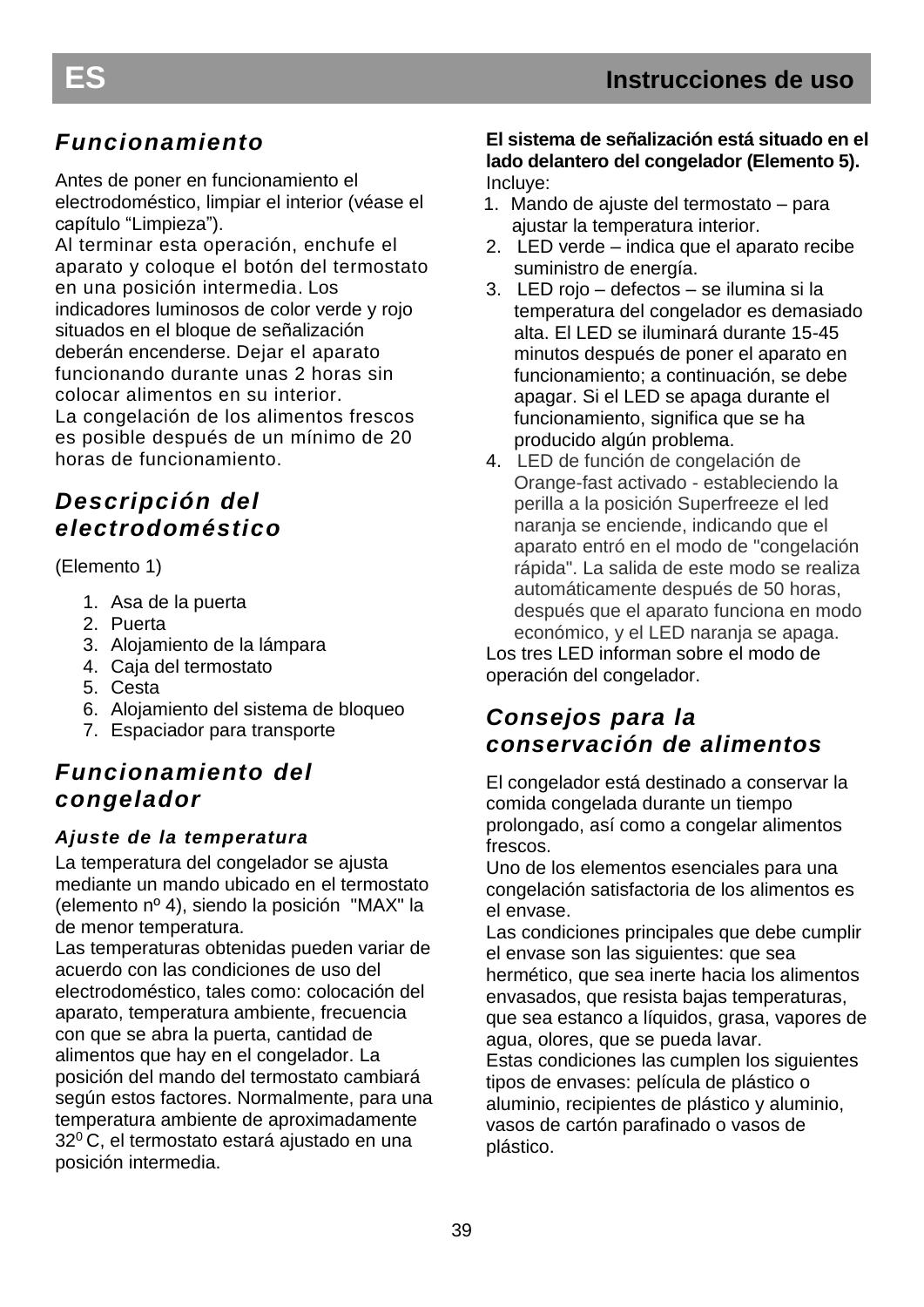## Funcionamiento

Antes de poner en funcionamiento el electrodoméstico, limpiar el interior (véase el capítulo “Limpieza”).
Al terminar esta operación, enchufe el aparato y coloque el botón del termostato en una posición intermedia. Los indicadores luminosos de color verde y rojo situados en el bloque de señalización deberán encenderse. Dejar el aparato funcionando durante unas 2 horas sin colocar alimentos en su interior.
La congelación de los alimentos frescos es posible después de un mínimo de 20 horas de funcionamiento.

## Descripción del electrodoméstico

(Elemento 1)

1. Asa de la puerta
2. Puerta
3. Alojamiento de la lámpara
4. Caja del termostato
5. Cesta
6. Alojamiento del sistema de bloqueo
7. Espaciador para transporte

## Funcionamiento del congelador

### Ajuste de la temperatura

La temperatura del congelador se ajusta mediante un mando ubicado en el termostato (elemento nº 4), siendo la posición "MAX" la de menor temperatura.
Las temperaturas obtenidas pueden variar de acuerdo con las condiciones de uso del electrodoméstico, tales como: colocación del aparato, temperatura ambiente, frecuencia con que se abra la puerta, cantidad de alimentos que hay en el congelador. La posición del mando del termostato cambiará según estos factores. Normalmente, para una temperatura ambiente de aproximadamente $32^0$ C, el termostato estará ajustado en una posición intermedia.

**El sistema de señalización está situado en el lado delantero del congelador (Elemento 5).**
Incluye:

1. Mando de ajuste del termostato – para ajustar la temperatura interior.
2. LED verde – indica que el aparato recibe suministro de energía.
3. LED rojo – defectos – se ilumina si la temperatura del congelador es demasiado alta. El LED se iluminará durante 15-45 minutos después de poner el aparato en funcionamiento; a continuación, se debe apagar. Si el LED se apaga durante el funcionamiento, significa que se ha producido algún problema.
4. LED de función de congelación de Orange-fast activado - estableciendo la perilla a la posición Superfreeze el led naranja se enciende, indicando que el aparato entró en el modo de "congelación rápida". La salida de este modo se realiza automáticamente después de 50 horas, después que el aparato funciona en modo económico, y el LED naranja se apaga.

Los tres LED informan sobre el modo de operación del congelador.

## Consejos para la conservación de alimentos

El congelador está destinado a conservar la comida congelada durante un tiempo prolongado, así como a congelar alimentos frescos.
Uno de los elementos esenciales para una congelación satisfactoria de los alimentos es el envase.
Las condiciones principales que debe cumplir el envase son las siguientes: que sea hermético, que sea inerte hacia los alimentos envasados, que resista bajas temperaturas, que sea estanco a líquidos, grasa, vapores de agua, olores, que se pueda lavar.
Estas condiciones las cumplen los siguientes tipos de envases: película de plástico o aluminio, recipientes de plástico y aluminio, vasos de cartón parafinado o vasos de plástico.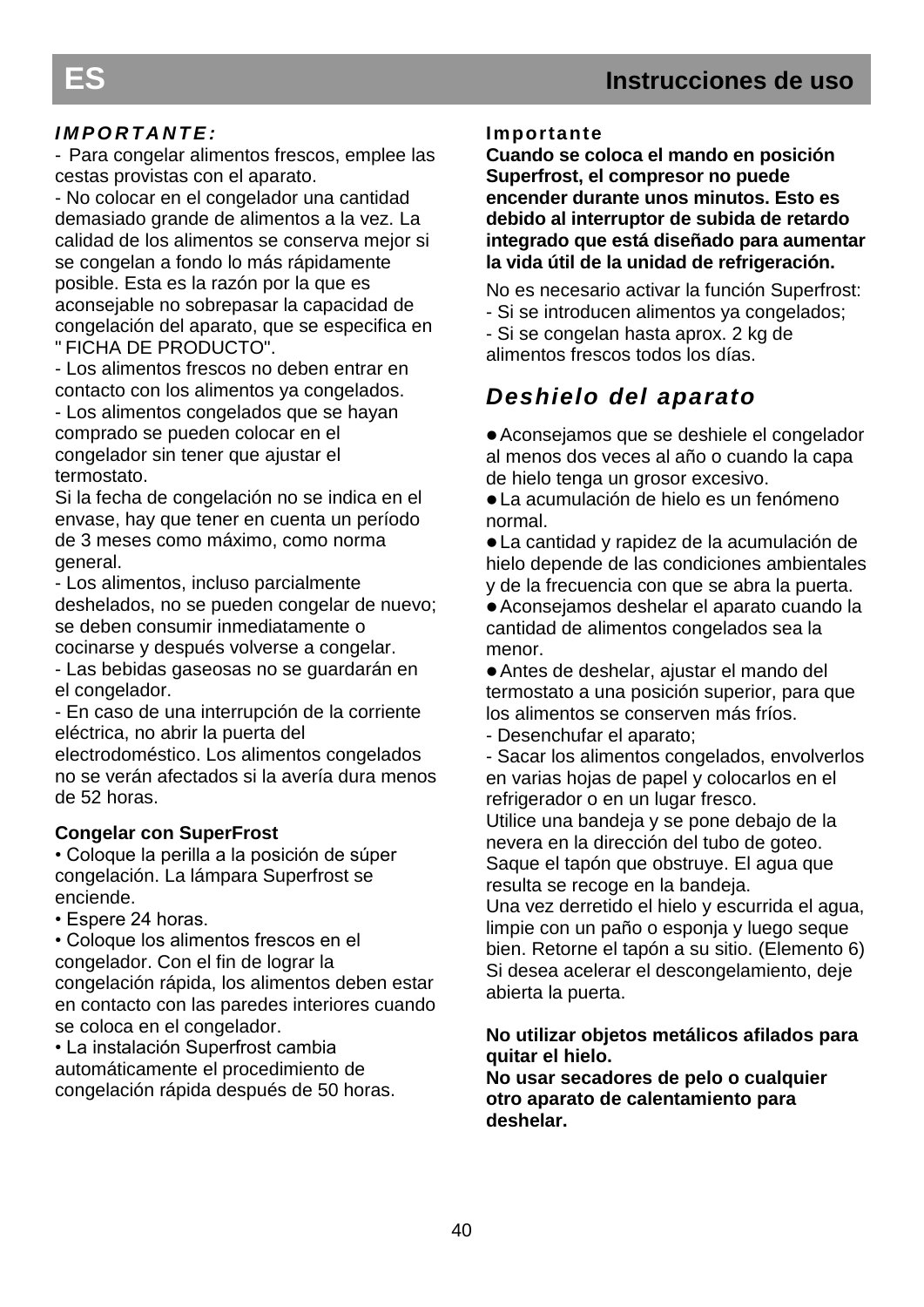***IMPORTANTE:***

- Para congelar alimentos frescos, emplee las cestas provistas con el aparato.
- No colocar en el congelador una cantidad demasiado grande de alimentos a la vez. La calidad de los alimentos se conserva mejor si se congelan a fondo lo más rápidamente posible. Esta es la razón por la que es aconsejable no sobrepasar la capacidad de congelación del aparato, que se especifica en " FICHA DE PRODUCTO".
- Los alimentos frescos no deben entrar en contacto con los alimentos ya congelados.
- Los alimentos congelados que se hayan comprado se pueden colocar en el congelador sin tener que ajustar el termostato.

Si la fecha de congelación no se indica en el envase, hay que tener en cuenta un período de 3 meses como máximo, como norma general.

- Los alimentos, incluso parcialmente deshelados, no se pueden congelar de nuevo; se deben consumir inmediatamente o cocinarse y después volverse a congelar.
- Las bebidas gaseosas no se guardarán en el congelador.
- En caso de una interrupción de la corriente eléctrica, no abrir la puerta del electrodoméstico. Los alimentos congelados no se verán afectados si la avería dura menos de 52 horas.

**Congelar con SuperFrost**

• Coloque la perilla a la posición de súper congelación. La lámpara Superfrost se enciende.
• Espere 24 horas.
• Coloque los alimentos frescos en el congelador. Con el fin de lograr la congelación rápida, los alimentos deben estar en contacto con las paredes interiores cuando se coloca en el congelador.
• La instalación Superfrost cambia automáticamente el procedimiento de congelación rápida después de 50 horas.

**Importante**

**Cuando se coloca el mando en posición Superfrost, el compresor no puede encender durante unos minutos. Esto es debido al interruptor de subida de retardo integrado que está diseñado para aumentar la vida útil de la unidad de refrigeración.**

No es necesario activar la función Superfrost:
- Si se introducen alimentos ya congelados;
- Si se congelan hasta aprox. 2 kg de alimentos frescos todos los días.

## *Deshielo del aparato*

- Aconsejamos que se deshiele el congelador al menos dos veces al año o cuando la capa de hielo tenga un grosor excesivo.
- La acumulación de hielo es un fenómeno normal.
- La cantidad y rapidez de la acumulación de hielo depende de las condiciones ambientales y de la frecuencia con que se abra la puerta.
- Aconsejamos deshelar el aparato cuando la cantidad de alimentos congelados sea la menor.
- Antes de deshelar, ajustar el mando del termostato a una posición superior, para que los alimentos se conserven más fríos.

- Desenchufar el aparato;
- Sacar los alimentos congelados, envolverlos en varias hojas de papel y colocarlos en el refrigerador o en un lugar fresco.

Utilice una bandeja y se pone debajo de la nevera en la dirección del tubo de goteo. Saque el tapón que obstruye. El agua que resulta se recoge en la bandeja.

Una vez derretido el hielo y escurrida el agua, limpie con un paño o esponja y luego seque bien. Retorne el tapón a su sitio. (Elemento 6)

Si desea acelerar el descongelamiento, deje abierta la puerta.

**No utilizar objetos metálicos afilados para quitar el hielo.**
**No usar secadores de pelo o cualquier otro aparato de calentamiento para deshelar.**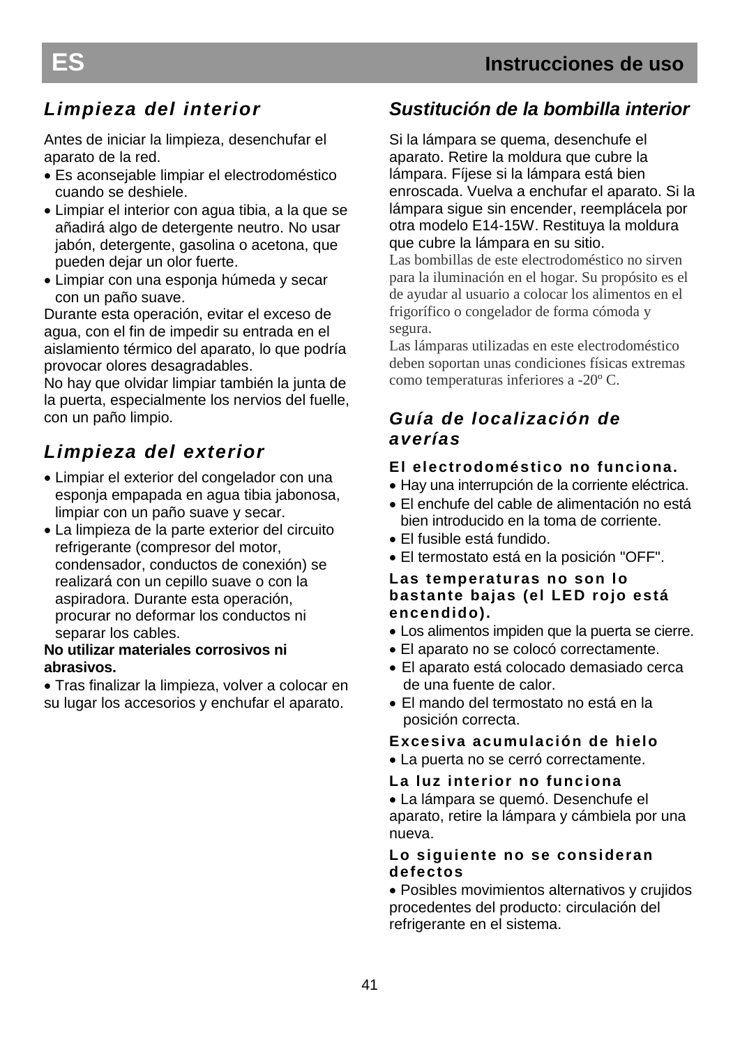## Limpieza del interior

Antes de iniciar la limpieza, desenchufar el aparato de la red.

- Es aconsejable limpiar el electrodoméstico cuando se deshiele.
- Limpiar el interior con agua tibia, a la que se añadirá algo de detergente neutro. No usar jabón, detergente, gasolina o acetona, que pueden dejar un olor fuerte.
- Limpiar con una esponja húmeda y secar con un paño suave.

Durante esta operación, evitar el exceso de agua, con el fin de impedir su entrada en el aislamiento térmico del aparato, lo que podría provocar olores desagradables.

No hay que olvidar limpiar también la junta de la puerta, especialmente los nervios del fuelle, con un paño limpio.

## Limpieza del exterior

- Limpiar el exterior del congelador con una esponja empapada en agua tibia jabonosa, limpiar con un paño suave y secar.
- La limpieza de la parte exterior del circuito refrigerante (compresor del motor, condensador, conductos de conexión) se realizará con un cepillo suave o con la aspiradora. Durante esta operación, procurar no deformar los conductos ni separar los cables.

**No utilizar materiales corrosivos ni abrasivos.**

- Tras finalizar la limpieza, volver a colocar en su lugar los accesorios y enchufar el aparato.

## Sustitución de la bombilla interior

Si la lámpara se quema, desenchufe el aparato. Retire la moldura que cubre la lámpara. Fíjese si la lámpara está bien enroscada. Vuelva a enchufar el aparato. Si la lámpara sigue sin encender, reemplácela por otra modelo E14-15W. Restituya la moldura que cubre la lámpara en su sitio.

Las bombillas de este electrodoméstico no sirven para la iluminación en el hogar. Su propósito es el de ayudar al usuario a colocar los alimentos en el frigorífico o congelador de forma cómoda y segura.

Las lámparas utilizadas en este electrodoméstico deben soportan unas condiciones físicas extremas como temperaturas inferiores a -20º C.

## Guía de localización de averías

**El electrodoméstico no funciona.**

- Hay una interrupción de la corriente eléctrica.
- El enchufe del cable de alimentación no está bien introducido en la toma de corriente.
- El fusible está fundido.
- El termostato está en la posición "OFF".

**Las temperaturas no son lo bastante bajas (el LED rojo está encendido).**

- Los alimentos impiden que la puerta se cierre.
- El aparato no se colocó correctamente.
- El aparato está colocado demasiado cerca de una fuente de calor.
- El mando del termostato no está en la posición correcta.

**Excesiva acumulación de hielo**

- La puerta no se cerró correctamente.

**La luz interior no funciona**

- La lámpara se quemó. Desenchufe el aparato, retire la lámpara y cámbiela por una nueva.

**Lo siguiente no se consideran defectos**

- Posibles movimientos alternativos y crujidos procedentes del producto: circulación del refrigerante en el sistema.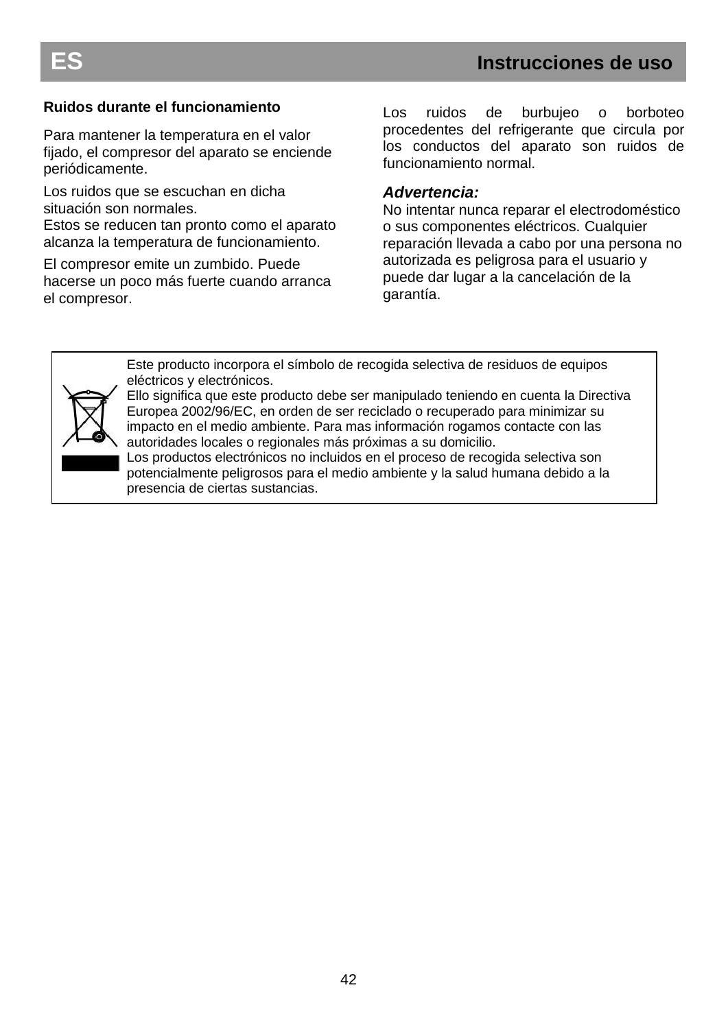### Ruidos durante el funcionamiento

Para mantener la temperatura en el valor fijado, el compresor del aparato se enciende periódicamente.

Los ruidos que se escuchan en dicha situación son normales.
Estos se reducen tan pronto como el aparato alcanza la temperatura de funcionamiento.

El compresor emite un zumbido. Puede hacerse un poco más fuerte cuando arranca el compresor.

Los ruidos de burbujeo o borboteo procedentes del refrigerante que circula por los conductos del aparato son ruidos de funcionamiento normal.

***Advertencia:***
No intentar nunca reparar el electrodoméstico o sus componentes eléctricos. Cualquier reparación llevada a cabo por una persona no autorizada es peligrosa para el usuario y puede dar lugar a la cancelación de la garantía.

Este producto incorpora el símbolo de recogida selectiva de residuos de equipos eléctricos y electrónicos.
Ello significa que este producto debe ser manipulado teniendo en cuenta la Directiva Europea 2002/96/EC, en orden de ser reciclado o recuperado para minimizar su impacto en el medio ambiente. Para mas información rogamos contacte con las autoridades locales o regionales más próximas a su domicilio.
Los productos electrónicos no incluidos en el proceso de recogida selectiva son potencialmente peligrosos para el medio ambiente y la salud humana debido a la presencia de ciertas sustancias.